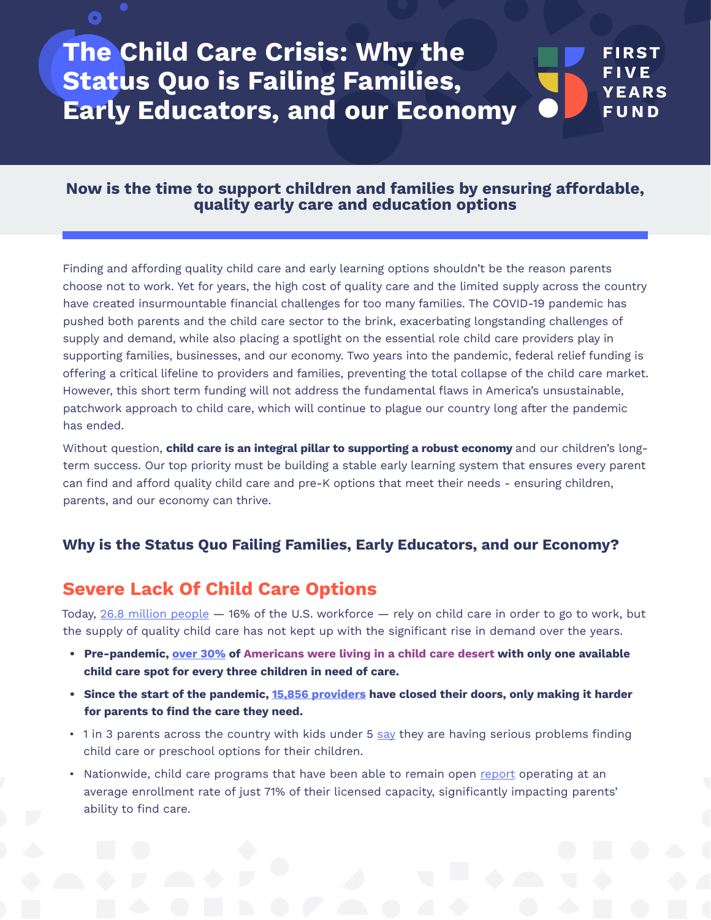# The Child Care Crisis: Why the Status Quo is Failing Families, Early Educators, and our Economy

FIRST FIVE YEARS FUND

## Now is the time to support children and families by ensuring affordable, quality early care and education options

Finding and affording quality child care and early learning options shouldn't be the reason parents choose not to work. Yet for years, the high cost of quality care and the limited supply across the country have created insurmountable financial challenges for too many families. The COVID-19 pandemic has pushed both parents and the child care sector to the brink, exacerbating longstanding challenges of supply and demand, while also placing a spotlight on the essential role child care providers play in supporting families, businesses, and our economy. Two years into the pandemic, federal relief funding is offering a critical lifeline to providers and families, preventing the total collapse of the child care market. However, this short term funding will not address the fundamental flaws in America's unsustainable, patchwork approach to child care, which will continue to plague our country long after the pandemic has ended.

Without question, **child care is an integral pillar to supporting a robust economy** and our children's long-term success. Our top priority must be building a stable early learning system that ensures every parent can find and afford quality child care and pre-K options that meet their needs - ensuring children, parents, and our economy can thrive.

### Why is the Status Quo Failing Families, Early Educators, and our Economy?

## Severe Lack Of Child Care Options

Today, 26.8 million people — 16% of the U.S. workforce — rely on child care in order to go to work, but the supply of quality child care has not kept up with the significant rise in demand over the years.

- **Pre-pandemic, over 30% of Americans were living in a child care desert with only one available child care spot for every three children in need of care.**
- **Since the start of the pandemic, 15,856 providers have closed their doors, only making it harder for parents to find the care they need.**
- 1 in 3 parents across the country with kids under 5 say they are having serious problems finding child care or preschool options for their children.
- Nationwide, child care programs that have been able to remain open report operating at an average enrollment rate of just 71% of their licensed capacity, significantly impacting parents' ability to find care.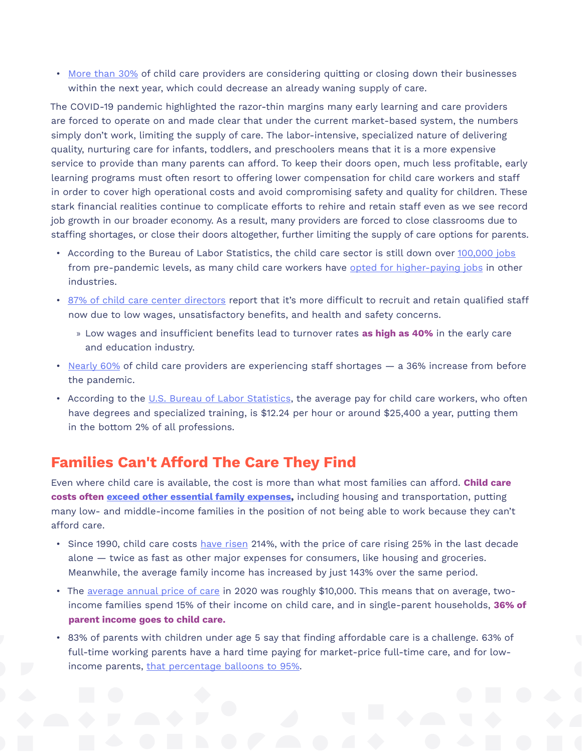- More than 30% of child care providers are considering quitting or closing down their businesses within the next year, which could decrease an already waning supply of care.

The COVID-19 pandemic highlighted the razor-thin margins many early learning and care providers are forced to operate on and made clear that under the current market-based system, the numbers simply don't work, limiting the supply of care. The labor-intensive, specialized nature of delivering quality, nurturing care for infants, toddlers, and preschoolers means that it is a more expensive service to provide than many parents can afford. To keep their doors open, much less profitable, early learning programs must often resort to offering lower compensation for child care workers and staff in order to cover high operational costs and avoid compromising safety and quality for children. These stark financial realities continue to complicate efforts to rehire and retain staff even as we see record job growth in our broader economy. As a result, many providers are forced to close classrooms due to staffing shortages, or close their doors altogether, further limiting the supply of care options for parents.

- According to the Bureau of Labor Statistics, the child care sector is still down over 100,000 jobs from pre-pandemic levels, as many child care workers have opted for higher-paying jobs in other industries.
- 87% of child care center directors report that it's more difficult to recruit and retain qualified staff now due to low wages, unsatisfactory benefits, and health and safety concerns.
  - Low wages and insufficient benefits lead to turnover rates **as high as 40%** in the early care and education industry.
- Nearly 60% of child care providers are experiencing staff shortages — a 36% increase from before the pandemic.
- According to the U.S. Bureau of Labor Statistics, the average pay for child care workers, who often have degrees and specialized training, is $12.24 per hour or around $25,400 a year, putting them in the bottom 2% of all professions.

## Families Can't Afford The Care They Find

Even where child care is available, the cost is more than what most families can afford. **Child care costs often exceed other essential family expenses,** including housing and transportation, putting many low- and middle-income families in the position of not being able to work because they can't afford care.

- Since 1990, child care costs have risen 214%, with the price of care rising 25% in the last decade alone — twice as fast as other major expenses for consumers, like housing and groceries. Meanwhile, the average family income has increased by just 143% over the same period.
- The average annual price of care in 2020 was roughly $10,000. This means that on average, two-income families spend 15% of their income on child care, and in single-parent households, **36% of parent income goes to child care.**
- 83% of parents with children under age 5 say that finding affordable care is a challenge. 63% of full-time working parents have a hard time paying for market-price full-time care, and for low-income parents, that percentage balloons to 95%.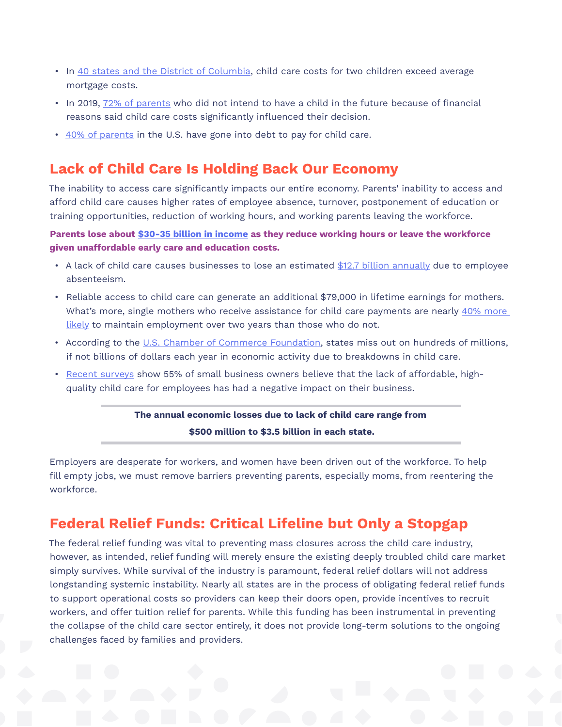- In 40 states and the District of Columbia, child care costs for two children exceed average mortgage costs.
- In 2019, 72% of parents who did not intend to have a child in the future because of financial reasons said child care costs significantly influenced their decision.
- 40% of parents in the U.S. have gone into debt to pay for child care.

## Lack of Child Care Is Holding Back Our Economy

The inability to access care significantly impacts our entire economy. Parents' inability to access and afford child care causes higher rates of employee absence, turnover, postponement of education or training opportunities, reduction of working hours, and working parents leaving the workforce.

**Parents lose about $30-35 billion in income as they reduce working hours or leave the workforce given unaffordable early care and education costs.**

- A lack of child care causes businesses to lose an estimated $12.7 billion annually due to employee absenteeism.
- Reliable access to child care can generate an additional $79,000 in lifetime earnings for mothers. What's more, single mothers who receive assistance for child care payments are nearly 40% more likely to maintain employment over two years than those who do not.
- According to the U.S. Chamber of Commerce Foundation, states miss out on hundreds of millions, if not billions of dollars each year in economic activity due to breakdowns in child care.
- Recent surveys show 55% of small business owners believe that the lack of affordable, high-quality child care for employees has had a negative impact on their business.

**The annual economic losses due to lack of child care range from $500 million to $3.5 billion in each state.**

Employers are desperate for workers, and women have been driven out of the workforce. To help fill empty jobs, we must remove barriers preventing parents, especially moms, from reentering the workforce.

## Federal Relief Funds: Critical Lifeline but Only a Stopgap

The federal relief funding was vital to preventing mass closures across the child care industry, however, as intended, relief funding will merely ensure the existing deeply troubled child care market simply survives. While survival of the industry is paramount, federal relief dollars will not address longstanding systemic instability. Nearly all states are in the process of obligating federal relief funds to support operational costs so providers can keep their doors open, provide incentives to recruit workers, and offer tuition relief for parents. While this funding has been instrumental in preventing the collapse of the child care sector entirely, it does not provide long-term solutions to the ongoing challenges faced by families and providers.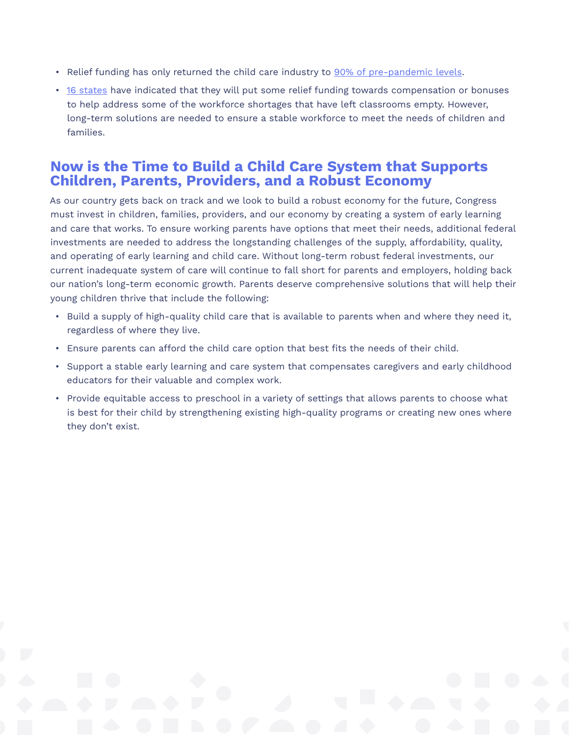- Relief funding has only returned the child care industry to 90% of pre-pandemic levels.
- 16 states have indicated that they will put some relief funding towards compensation or bonuses to help address some of the workforce shortages that have left classrooms empty. However, long-term solutions are needed to ensure a stable workforce to meet the needs of children and families.

## Now is the Time to Build a Child Care System that Supports Children, Parents, Providers, and a Robust Economy

As our country gets back on track and we look to build a robust economy for the future, Congress must invest in children, families, providers, and our economy by creating a system of early learning and care that works. To ensure working parents have options that meet their needs, additional federal investments are needed to address the longstanding challenges of the supply, affordability, quality, and operating of early learning and child care. Without long-term robust federal investments, our current inadequate system of care will continue to fall short for parents and employers, holding back our nation's long-term economic growth. Parents deserve comprehensive solutions that will help their young children thrive that include the following:

- Build a supply of high-quality child care that is available to parents when and where they need it, regardless of where they live.
- Ensure parents can afford the child care option that best fits the needs of their child.
- Support a stable early learning and care system that compensates caregivers and early childhood educators for their valuable and complex work.
- Provide equitable access to preschool in a variety of settings that allows parents to choose what is best for their child by strengthening existing high-quality programs or creating new ones where they don't exist.